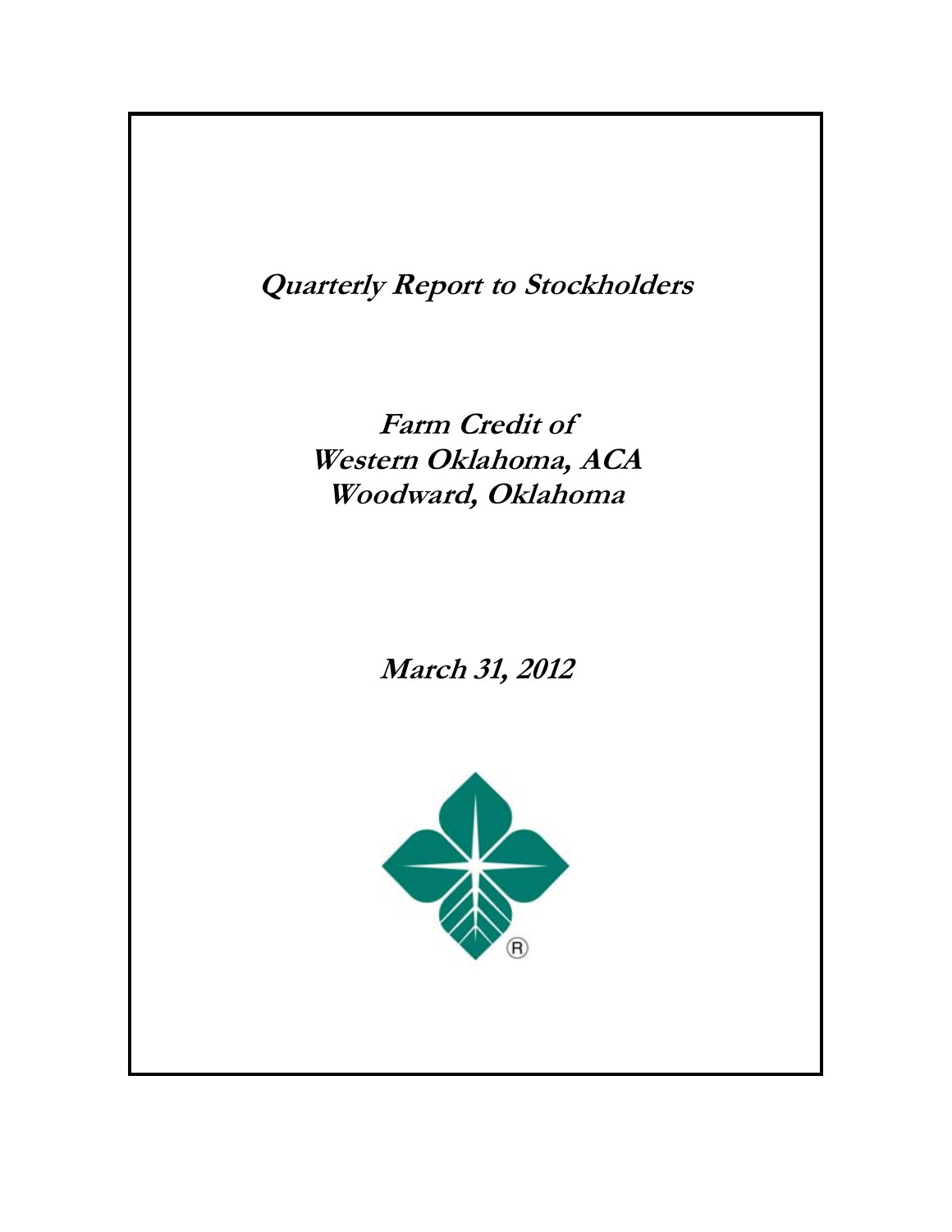# Quarterly Report to Stockholders

## Farm Credit of Western Oklahoma, ACA Woodward, Oklahoma

## March 31, 2012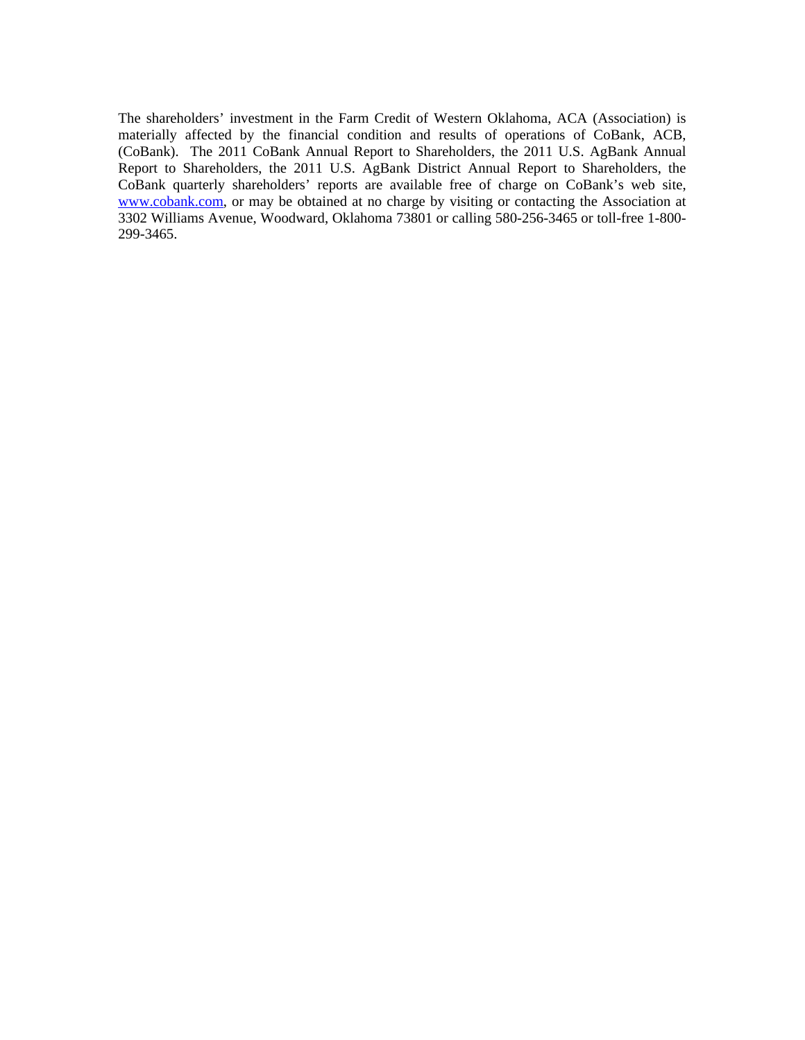The shareholders' investment in the Farm Credit of Western Oklahoma, ACA (Association) is materially affected by the financial condition and results of operations of CoBank, ACB, (CoBank). The 2011 CoBank Annual Report to Shareholders, the 2011 U.S. AgBank Annual Report to Shareholders, the 2011 U.S. AgBank District Annual Report to Shareholders, the CoBank quarterly shareholders' reports are available free of charge on CoBank's web site, www.cobank.com, or may be obtained at no charge by visiting or contacting the Association at 3302 Williams Avenue, Woodward, Oklahoma 73801 or calling 580-256-3465 or toll-free 1-800-299-3465.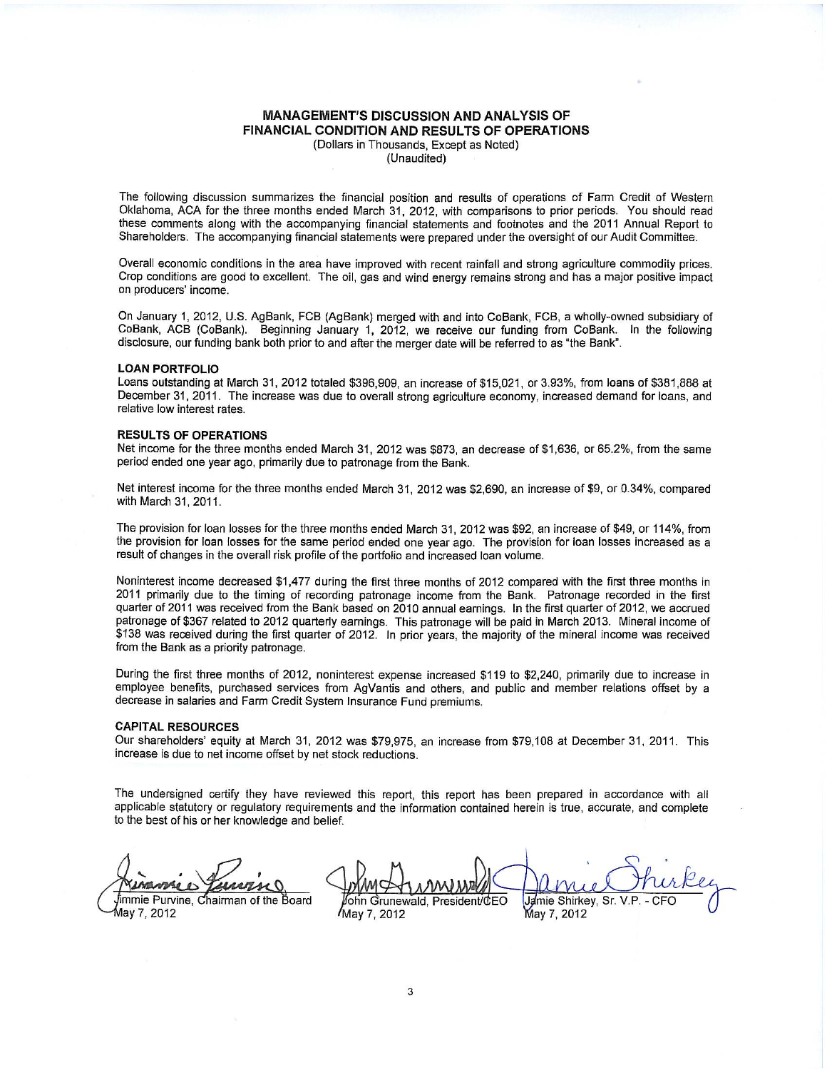# MANAGEMENT'S DISCUSSION AND ANALYSIS OF FINANCIAL CONDITION AND RESULTS OF OPERATIONS

(Dollars in Thousands, Except as Noted)
(Unaudited)

The following discussion summarizes the financial position and results of operations of Farm Credit of Western Oklahoma, ACA for the three months ended March 31, 2012, with comparisons to prior periods. You should read these comments along with the accompanying financial statements and footnotes and the 2011 Annual Report to Shareholders. The accompanying financial statements were prepared under the oversight of our Audit Committee.

Overall economic conditions in the area have improved with recent rainfall and strong agriculture commodity prices. Crop conditions are good to excellent. The oil, gas and wind energy remains strong and has a major positive impact on producers' income.

On January 1, 2012, U.S. AgBank, FCB (AgBank) merged with and into CoBank, FCB, a wholly-owned subsidiary of CoBank, ACB (CoBank). Beginning January 1, 2012, we receive our funding from CoBank. In the following disclosure, our funding bank both prior to and after the merger date will be referred to as "the Bank".

**LOAN PORTFOLIO**

Loans outstanding at March 31, 2012 totaled $396,909, an increase of $15,021, or 3.93%, from loans of $381,888 at December 31, 2011. The increase was due to overall strong agriculture economy, increased demand for loans, and relative low interest rates.

**RESULTS OF OPERATIONS**

Net income for the three months ended March 31, 2012 was $873, an decrease of $1,636, or 65.2%, from the same period ended one year ago, primarily due to patronage from the Bank.

Net interest income for the three months ended March 31, 2012 was $2,690, an increase of $9, or 0.34%, compared with March 31, 2011.

The provision for loan losses for the three months ended March 31, 2012 was $92, an increase of $49, or 114%, from the provision for loan losses for the same period ended one year ago. The provision for loan losses increased as a result of changes in the overall risk profile of the portfolio and increased loan volume.

Noninterest income decreased $1,477 during the first three months of 2012 compared with the first three months in 2011 primarily due to the timing of recording patronage income from the Bank. Patronage recorded in the first quarter of 2011 was received from the Bank based on 2010 annual earnings. In the first quarter of 2012, we accrued patronage of $367 related to 2012 quarterly earnings. This patronage will be paid in March 2013. Mineral income of $138 was received during the first quarter of 2012. In prior years, the majority of the mineral income was received from the Bank as a priority patronage.

During the first three months of 2012, noninterest expense increased $119 to $2,240, primarily due to increase in employee benefits, purchased services from AgVantis and others, and public and member relations offset by a decrease in salaries and Farm Credit System Insurance Fund premiums.

**CAPITAL RESOURCES**

Our shareholders' equity at March 31, 2012 was $79,975, an increase from $79,108 at December 31, 2011. This increase is due to net income offset by net stock reductions.

The undersigned certify they have reviewed this report, this report has been prepared in accordance with all applicable statutory or regulatory requirements and the information contained herein is true, accurate, and complete to the best of his or her knowledge and belief.

| | | |
|---|---|---|
| Jimmie Purvine, Chairman of the Board | John Grunewald, President/CEO | Jamie Shirkey, Sr. V.P. - CFO |
| May 7, 2012 | May 7, 2012 | May 7, 2012 |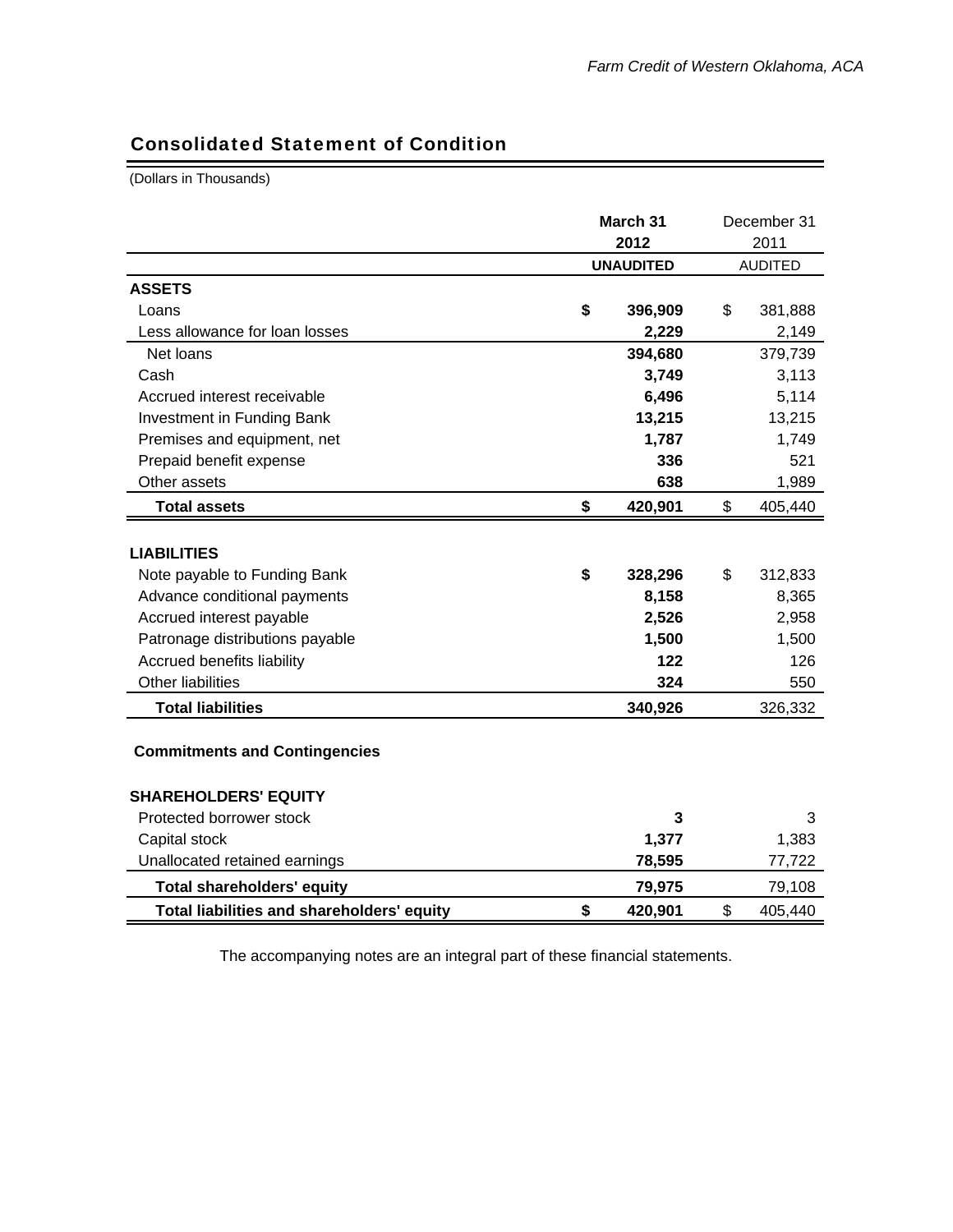## Consolidated Statement of Condition

(Dollars in Thousands)

| | March 31 2012 UNAUDITED | December 31 2011 AUDITED |
|---|---|---|
| **ASSETS** | | |
| Loans | $ 396,909 | $ 381,888 |
| Less allowance for loan losses | 2,229 | 2,149 |
| Net loans | 394,680 | 379,739 |
| Cash | 3,749 | 3,113 |
| Accrued interest receivable | 6,496 | 5,114 |
| Investment in Funding Bank | 13,215 | 13,215 |
| Premises and equipment, net | 1,787 | 1,749 |
| Prepaid benefit expense | 336 | 521 |
| Other assets | 638 | 1,989 |
| **Total assets** | $ 420,901 | $ 405,440 |
| **LIABILITIES** | | |
| Note payable to Funding Bank | $ 328,296 | $ 312,833 |
| Advance conditional payments | 8,158 | 8,365 |
| Accrued interest payable | 2,526 | 2,958 |
| Patronage distributions payable | 1,500 | 1,500 |
| Accrued benefits liability | 122 | 126 |
| Other liabilities | 324 | 550 |
| **Total liabilities** | 340,926 | 326,332 |
| **Commitments and Contingencies** | | |
| **SHAREHOLDERS' EQUITY** | | |
| Protected borrower stock | 3 | 3 |
| Capital stock | 1,377 | 1,383 |
| Unallocated retained earnings | 78,595 | 77,722 |
| **Total shareholders' equity** | 79,975 | 79,108 |
| **Total liabilities and shareholders' equity** | $ 420,901 | $ 405,440 |

The accompanying notes are an integral part of these financial statements.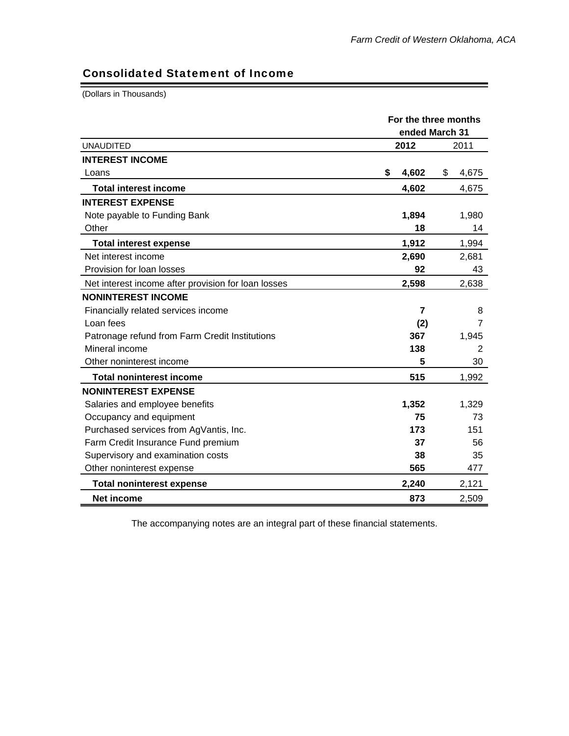## Consolidated Statement of Income

(Dollars in Thousands)

| UNAUDITED | For the three months ended March 31 2012 | 2011 |
|---|---|---|
| **INTEREST INCOME** | | |
| Loans | **$ 4,602** | $ 4,675 |
| **Total interest income** | **4,602** | 4,675 |
| **INTEREST EXPENSE** | | |
| Note payable to Funding Bank | **1,894** | 1,980 |
| Other | **18** | 14 |
| **Total interest expense** | **1,912** | 1,994 |
| Net interest income | **2,690** | 2,681 |
| Provision for loan losses | **92** | 43 |
| Net interest income after provision for loan losses | **2,598** | 2,638 |
| **NONINTEREST INCOME** | | |
| Financially related services income | **7** | 8 |
| Loan fees | **(2)** | 7 |
| Patronage refund from Farm Credit Institutions | **367** | 1,945 |
| Mineral income | **138** | 2 |
| Other noninterest income | **5** | 30 |
| **Total noninterest income** | **515** | 1,992 |
| **NONINTEREST EXPENSE** | | |
| Salaries and employee benefits | **1,352** | 1,329 |
| Occupancy and equipment | **75** | 73 |
| Purchased services from AgVantis, Inc. | **173** | 151 |
| Farm Credit Insurance Fund premium | **37** | 56 |
| Supervisory and examination costs | **38** | 35 |
| Other noninterest expense | **565** | 477 |
| **Total noninterest expense** | **2,240** | 2,121 |
| **Net income** | **873** | 2,509 |

The accompanying notes are an integral part of these financial statements.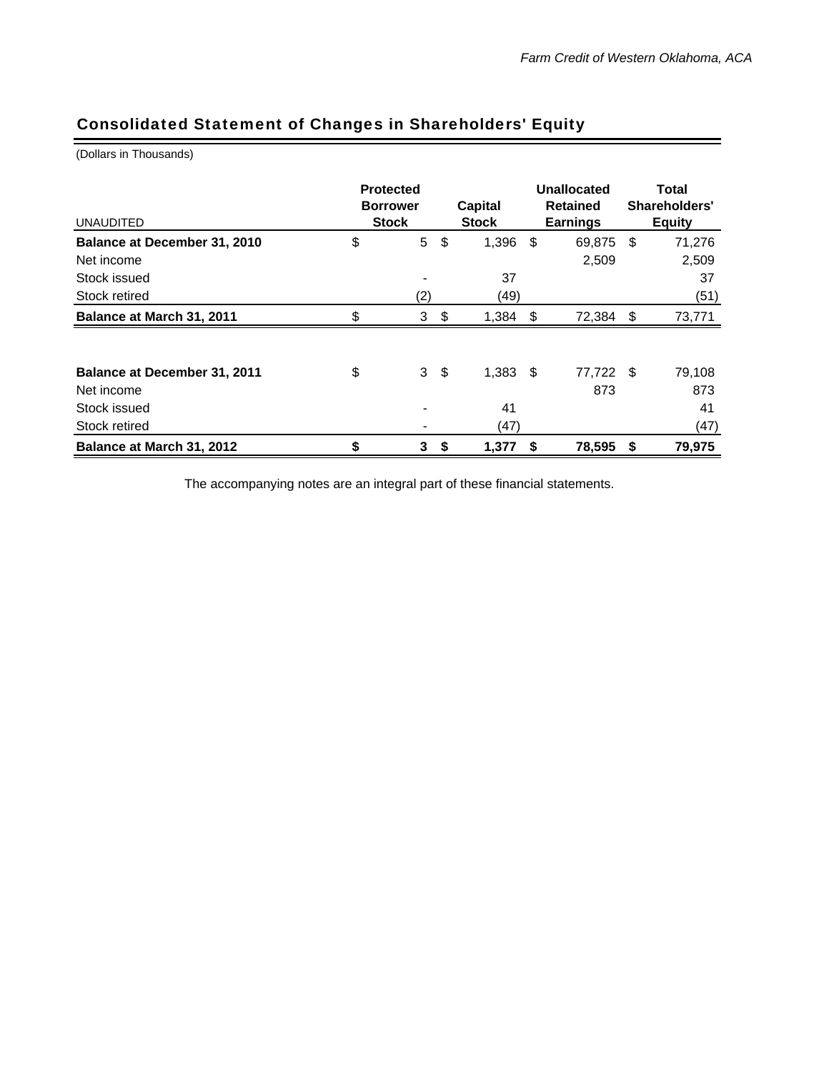## Consolidated Statement of Changes in Shareholders' Equity

(Dollars in Thousands)

| UNAUDITED | Protected Borrower Stock | Capital Stock | Unallocated Retained Earnings | Total Shareholders' Equity |
|---|---|---|---|---|
| **Balance at December 31, 2010** | $ 5 | $ 1,396 | $ 69,875 | $ 71,276 |
| Net income | | | 2,509 | 2,509 |
| Stock issued | - | 37 | | 37 |
| Stock retired | (2) | (49) | | (51) |
| **Balance at March 31, 2011** | $ 3 | $ 1,384 | $ 72,384 | $ 73,771 |
| | | | | |
| **Balance at December 31, 2011** | $ 3 | $ 1,383 | $ 77,722 | $ 79,108 |
| Net income | | | 873 | 873 |
| Stock issued | - | 41 | | 41 |
| Stock retired | - | (47) | | (47) |
| **Balance at March 31, 2012** | **$ 3** | **$ 1,377** | **$ 78,595** | **$ 79,975** |

The accompanying notes are an integral part of these financial statements.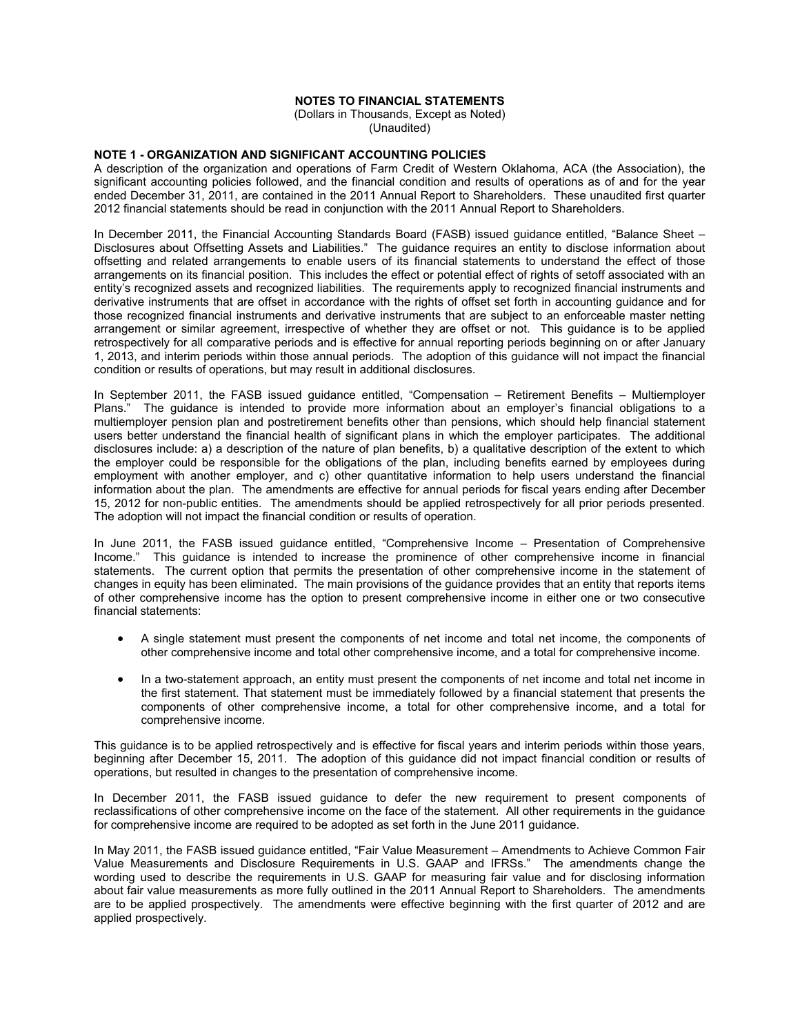# NOTES TO FINANCIAL STATEMENTS

(Dollars in Thousands, Except as Noted)
(Unaudited)

**NOTE 1 - ORGANIZATION AND SIGNIFICANT ACCOUNTING POLICIES**

A description of the organization and operations of Farm Credit of Western Oklahoma, ACA (the Association), the significant accounting policies followed, and the financial condition and results of operations as of and for the year ended December 31, 2011, are contained in the 2011 Annual Report to Shareholders. These unaudited first quarter 2012 financial statements should be read in conjunction with the 2011 Annual Report to Shareholders.

In December 2011, the Financial Accounting Standards Board (FASB) issued guidance entitled, "Balance Sheet – Disclosures about Offsetting Assets and Liabilities." The guidance requires an entity to disclose information about offsetting and related arrangements to enable users of its financial statements to understand the effect of those arrangements on its financial position. This includes the effect or potential effect of rights of setoff associated with an entity's recognized assets and recognized liabilities. The requirements apply to recognized financial instruments and derivative instruments that are offset in accordance with the rights of offset set forth in accounting guidance and for those recognized financial instruments and derivative instruments that are subject to an enforceable master netting arrangement or similar agreement, irrespective of whether they are offset or not. This guidance is to be applied retrospectively for all comparative periods and is effective for annual reporting periods beginning on or after January 1, 2013, and interim periods within those annual periods. The adoption of this guidance will not impact the financial condition or results of operations, but may result in additional disclosures.

In September 2011, the FASB issued guidance entitled, "Compensation – Retirement Benefits – Multiemployer Plans." The guidance is intended to provide more information about an employer's financial obligations to a multiemployer pension plan and postretirement benefits other than pensions, which should help financial statement users better understand the financial health of significant plans in which the employer participates. The additional disclosures include: a) a description of the nature of plan benefits, b) a qualitative description of the extent to which the employer could be responsible for the obligations of the plan, including benefits earned by employees during employment with another employer, and c) other quantitative information to help users understand the financial information about the plan. The amendments are effective for annual periods for fiscal years ending after December 15, 2012 for non-public entities. The amendments should be applied retrospectively for all prior periods presented. The adoption will not impact the financial condition or results of operation.

In June 2011, the FASB issued guidance entitled, "Comprehensive Income – Presentation of Comprehensive Income." This guidance is intended to increase the prominence of other comprehensive income in financial statements. The current option that permits the presentation of other comprehensive income in the statement of changes in equity has been eliminated. The main provisions of the guidance provides that an entity that reports items of other comprehensive income has the option to present comprehensive income in either one or two consecutive financial statements:

- A single statement must present the components of net income and total net income, the components of other comprehensive income and total other comprehensive income, and a total for comprehensive income.
- In a two-statement approach, an entity must present the components of net income and total net income in the first statement. That statement must be immediately followed by a financial statement that presents the components of other comprehensive income, a total for other comprehensive income, and a total for comprehensive income.

This guidance is to be applied retrospectively and is effective for fiscal years and interim periods within those years, beginning after December 15, 2011. The adoption of this guidance did not impact financial condition or results of operations, but resulted in changes to the presentation of comprehensive income.

In December 2011, the FASB issued guidance to defer the new requirement to present components of reclassifications of other comprehensive income on the face of the statement. All other requirements in the guidance for comprehensive income are required to be adopted as set forth in the June 2011 guidance.

In May 2011, the FASB issued guidance entitled, "Fair Value Measurement – Amendments to Achieve Common Fair Value Measurements and Disclosure Requirements in U.S. GAAP and IFRSs." The amendments change the wording used to describe the requirements in U.S. GAAP for measuring fair value and for disclosing information about fair value measurements as more fully outlined in the 2011 Annual Report to Shareholders. The amendments are to be applied prospectively. The amendments were effective beginning with the first quarter of 2012 and are applied prospectively.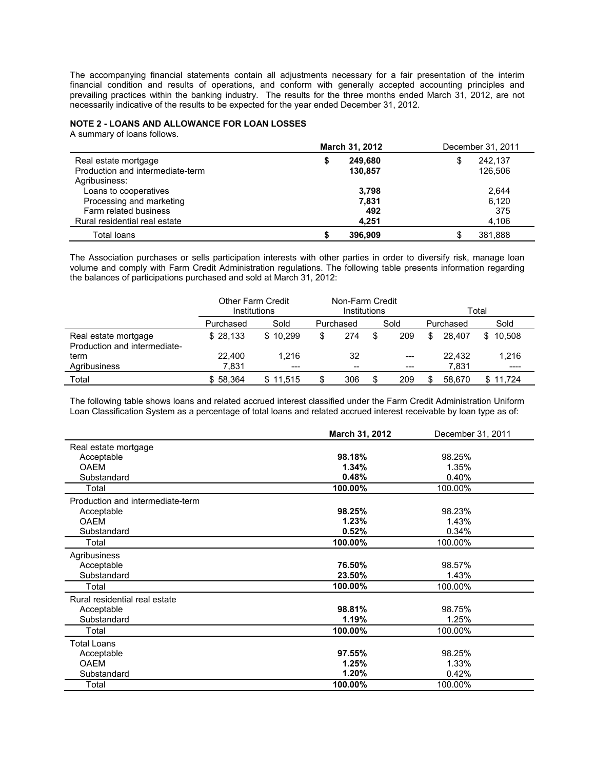The accompanying financial statements contain all adjustments necessary for a fair presentation of the interim financial condition and results of operations, and conform with generally accepted accounting principles and prevailing practices within the banking industry. The results for the three months ended March 31, 2012, are not necessarily indicative of the results to be expected for the year ended December 31, 2012.

**NOTE 2 - LOANS AND ALLOWANCE FOR LOAN LOSSES**

A summary of loans follows.

| | **March 31, 2012** | December 31, 2011 |
|---|---|---|
| Real estate mortgage | **$ 249,680** | $ 242,137 |
| Production and intermediate-term | **130,857** | 126,506 |
| Agribusiness: | | |
| Loans to cooperatives | **3,798** | 2,644 |
| Processing and marketing | **7,831** | 6,120 |
| Farm related business | **492** | 375 |
| Rural residential real estate | **4,251** | 4,106 |
| Total loans | **$ 396,909** | $ 381,888 |

The Association purchases or sells participation interests with other parties in order to diversify risk, manage loan volume and comply with Farm Credit Administration regulations. The following table presents information regarding the balances of participations purchased and sold at March 31, 2012:

| | Other Farm Credit Institutions | | Non-Farm Credit Institutions | | Total | |
|---|---|---|---|---|---|---|
| | Purchased | Sold | Purchased | Sold | Purchased | Sold |
| Real estate mortgage | $ 28,133 | $ 10,299 | $ 274 | $ 209 | $ 28,407 | $ 10,508 |
| Production and intermediate-term | 22,400 | 1,216 | 32 | --- | 22,432 | 1,216 |
| Agribusiness | 7,831 | --- | -- | --- | 7,831 | ---- |
| Total | $ 58,364 | $ 11,515 | $ 306 | $ 209 | $ 58,670 | $ 11,724 |

The following table shows loans and related accrued interest classified under the Farm Credit Administration Uniform Loan Classification System as a percentage of total loans and related accrued interest receivable by loan type as of:

| | **March 31, 2012** | December 31, 2011 |
|---|---|---|
| Real estate mortgage | | |
| Acceptable | **98.18%** | 98.25% |
| OAEM | **1.34%** | 1.35% |
| Substandard | **0.48%** | 0.40% |
| Total | **100.00%** | 100.00% |
| Production and intermediate-term | | |
| Acceptable | **98.25%** | 98.23% |
| OAEM | **1.23%** | 1.43% |
| Substandard | **0.52%** | 0.34% |
| Total | **100.00%** | 100.00% |
| Agribusiness | | |
| Acceptable | **76.50%** | 98.57% |
| Substandard | **23.50%** | 1.43% |
| Total | **100.00%** | 100.00% |
| Rural residential real estate | | |
| Acceptable | **98.81%** | 98.75% |
| Substandard | **1.19%** | 1.25% |
| Total | **100.00%** | 100.00% |
| Total Loans | | |
| Acceptable | **97.55%** | 98.25% |
| OAEM | **1.25%** | 1.33% |
| Substandard | **1.20%** | 0.42% |
| Total | **100.00%** | 100.00% |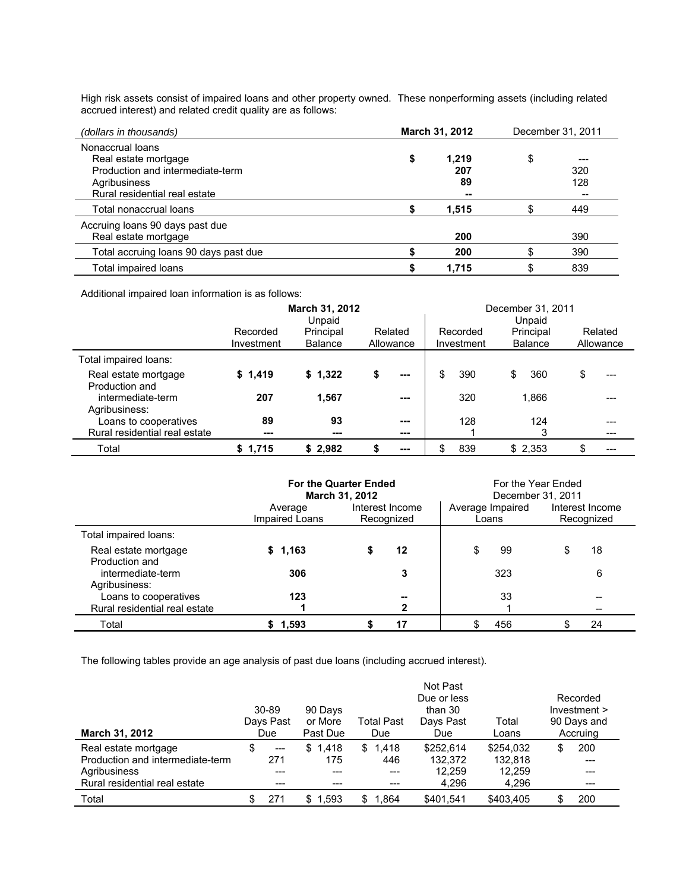High risk assets consist of impaired loans and other property owned. These nonperforming assets (including related accrued interest) and related credit quality are as follows:

| *(dollars in thousands)* | **March 31, 2012** | December 31, 2011 |
|---|---|---|
| Nonaccrual loans | | |
| Real estate mortgage | **$ 1,219** | $ --- |
| Production and intermediate-term | **207** | 320 |
| Agribusiness | **89** | 128 |
| Rural residential real estate | **--** | -- |
| Total nonaccrual loans | **$ 1,515** | $ 449 |
| Accruing loans 90 days past due | | |
| Real estate mortgage | **200** | 390 |
| Total accruing loans 90 days past due | **$ 200** | $ 390 |
| Total impaired loans | **$ 1,715** | $ 839 |

Additional impaired loan information is as follows:

| | **March 31, 2012** | | | December 31, 2011 | | |
|---|---|---|---|---|---|---|
| | Recorded Investment | Unpaid Principal Balance | Related Allowance | Recorded Investment | Unpaid Principal Balance | Related Allowance |
| Total impaired loans: | | | | | | |
| Real estate mortgage | **$ 1,419** | **$ 1,322** | **$ ---** | $ 390 | $ 360 | $ --- |
| Production and intermediate-term | **207** | **1,567** | **---** | 320 | 1,866 | --- |
| Agribusiness: | | | | | | |
| Loans to cooperatives | **89** | **93** | **---** | 128 | 124 | --- |
| Rural residential real estate | **---** | **---** | **---** | 1 | 3 | --- |
| Total | **$ 1,715** | **$ 2,982** | **$ ---** | $ 839 | $ 2,353 | $ --- |

| | **For the Quarter Ended March 31, 2012** | | For the Year Ended December 31, 2011 | |
|---|---|---|---|---|
| | Average Impaired Loans | Interest Income Recognized | Average Impaired Loans | Interest Income Recognized |
| Total impaired loans: | | | | |
| Real estate mortgage | **$ 1,163** | **$ 12** | $ 99 | $ 18 |
| Production and intermediate-term | **306** | **3** | 323 | 6 |
| Agribusiness: | | | | |
| Loans to cooperatives | **123** | **--** | 33 | -- |
| Rural residential real estate | **1** | **2** | 1 | -- |
| Total | **$ 1,593** | **$ 17** | $ 456 | $ 24 |

The following tables provide an age analysis of past due loans (including accrued interest).

| **March 31, 2012** | 30-89 Days Past Due | 90 Days or More Past Due | Total Past Due | Not Past Due or less than 30 Days Past Due | Total Loans | Recorded Investment > 90 Days and Accruing |
|---|---|---|---|---|---|---|
| Real estate mortgage | $ --- | $ 1,418 | $ 1,418 | $252,614 | $254,032 | $ 200 |
| Production and intermediate-term | 271 | 175 | 446 | 132,372 | 132,818 | --- |
| Agribusiness | --- | --- | --- | 12,259 | 12,259 | --- |
| Rural residential real estate | --- | --- | --- | 4,296 | 4,296 | --- |
| Total | $ 271 | $ 1,593 | $ 1,864 | $401,541 | $403,405 | $ 200 |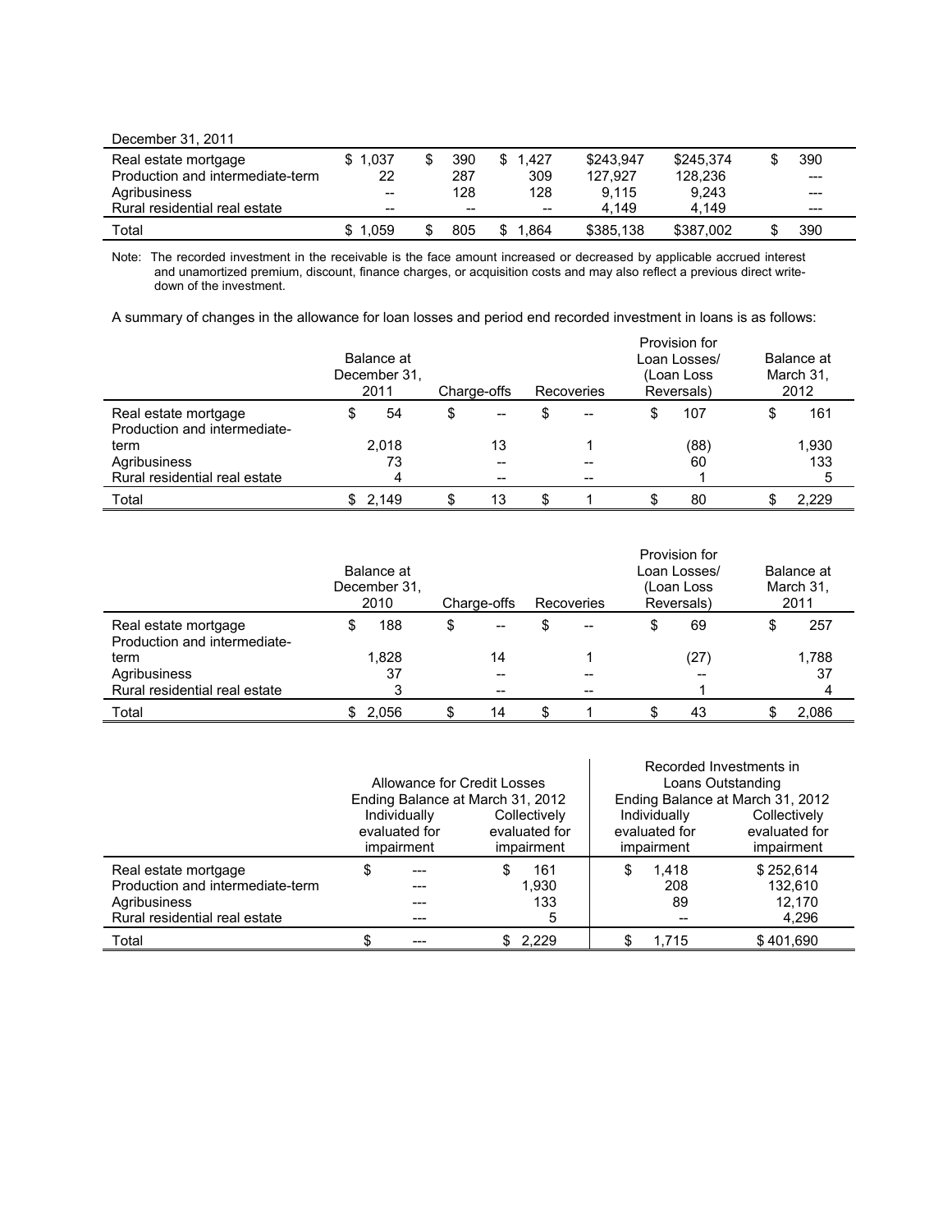December 31, 2011

| | | | | | | |
|---|---|---|---|---|---|---|
| Real estate mortgage | $ 1,037 | $ 390 | $ 1,427 | $243,947 | $245,374 | $ 390 |
| Production and intermediate-term | 22 | 287 | 309 | 127,927 | 128,236 | --- |
| Agribusiness | -- | 128 | 128 | 9,115 | 9,243 | --- |
| Rural residential real estate | -- | -- | -- | 4,149 | 4,149 | --- |
| Total | $ 1,059 | $ 805 | $ 1,864 | $385,138 | $387,002 | $ 390 |

Note: The recorded investment in the receivable is the face amount increased or decreased by applicable accrued interest and unamortized premium, discount, finance charges, or acquisition costs and may also reflect a previous direct write-down of the investment.

A summary of changes in the allowance for loan losses and period end recorded investment in loans is as follows:

| | Balance at December 31, 2011 | Charge-offs | Recoveries | Provision for Loan Losses/ (Loan Loss Reversals) | Balance at March 31, 2012 |
|---|---|---|---|---|---|
| Real estate mortgage | $ 54 | $ -- | $ -- | $ 107 | $ 161 |
| Production and intermediate-term | 2,018 | 13 | 1 | (88) | 1,930 |
| Agribusiness | 73 | -- | -- | 60 | 133 |
| Rural residential real estate | 4 | -- | -- | 1 | 5 |
| Total | $ 2,149 | $ 13 | $ 1 | $ 80 | $ 2,229 |

| | Balance at December 31, 2010 | Charge-offs | Recoveries | Provision for Loan Losses/ (Loan Loss Reversals) | Balance at March 31, 2011 |
|---|---|---|---|---|---|
| Real estate mortgage | $ 188 | $ -- | $ -- | $ 69 | $ 257 |
| Production and intermediate-term | 1,828 | 14 | 1 | (27) | 1,788 |
| Agribusiness | 37 | -- | -- | -- | 37 |
| Rural residential real estate | 3 | -- | -- | 1 | 4 |
| Total | $ 2,056 | $ 14 | $ 1 | $ 43 | $ 2,086 |

| | Allowance for Credit Losses Ending Balance at March 31, 2012 | | Recorded Investments in Loans Outstanding Ending Balance at March 31, 2012 | |
|---|---|---|---|---|
| | Individually evaluated for impairment | Collectively evaluated for impairment | Individually evaluated for impairment | Collectively evaluated for impairment |
| Real estate mortgage | $ --- | $ 161 | $ 1,418 | $ 252,614 |
| Production and intermediate-term | --- | 1,930 | 208 | 132,610 |
| Agribusiness | --- | 133 | 89 | 12,170 |
| Rural residential real estate | --- | 5 | -- | 4,296 |
| Total | $ --- | $ 2,229 | $ 1,715 | $ 401,690 |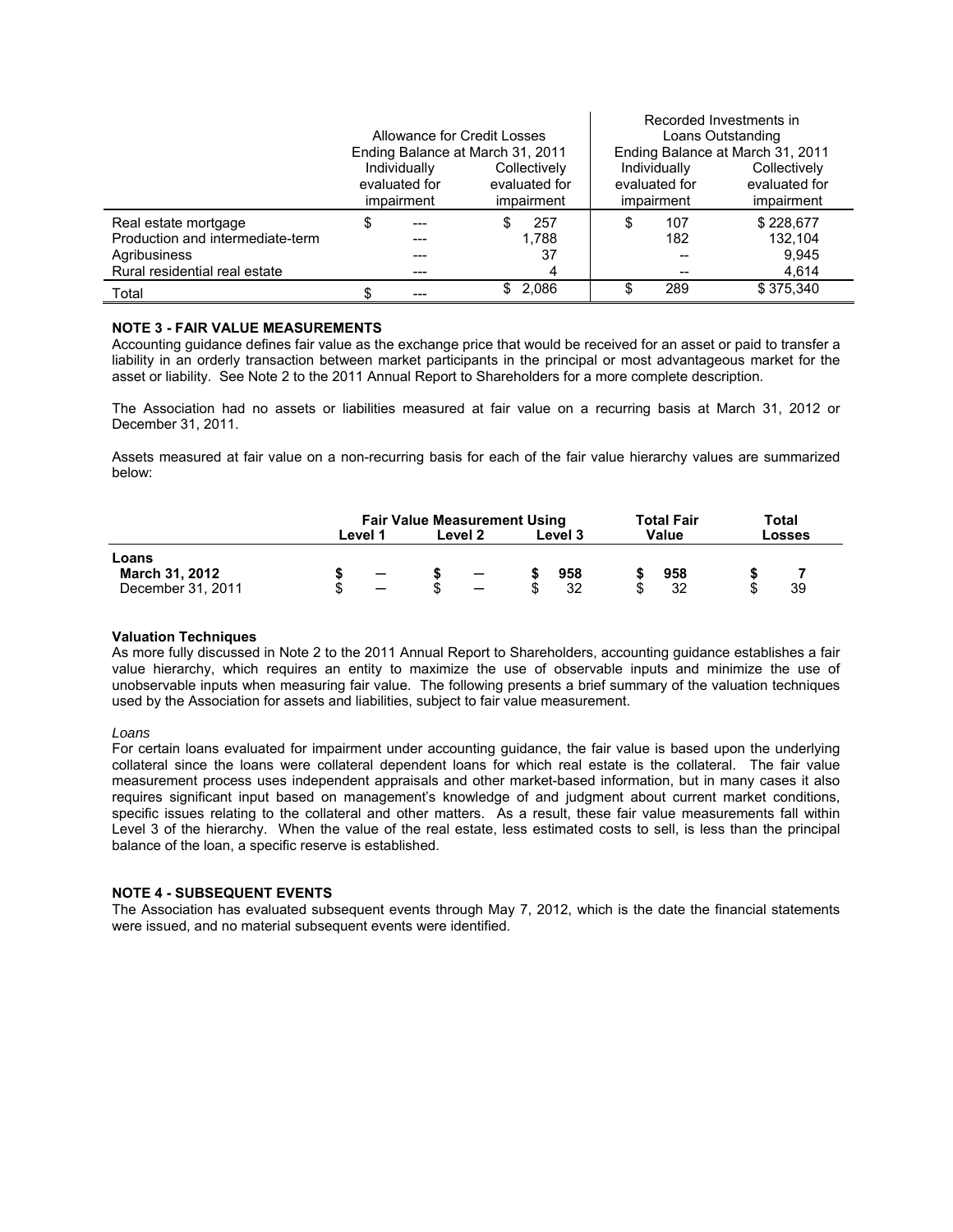| | Allowance for Credit Losses Ending Balance at March 31, 2011 | | Recorded Investments in Loans Outstanding Ending Balance at March 31, 2011 | |
|---|---|---|---|---|
| | Individually evaluated for impairment | Collectively evaluated for impairment | Individually evaluated for impairment | Collectively evaluated for impairment |
| Real estate mortgage | $ --- | $ 257 | $ 107 | $ 228,677 |
| Production and intermediate-term | --- | 1,788 | 182 | 132,104 |
| Agribusiness | --- | 37 | -- | 9,945 |
| Rural residential real estate | --- | 4 | -- | 4,614 |
| Total | $ --- | $ 2,086 | $ 289 | $ 375,340 |

**NOTE 3 - FAIR VALUE MEASUREMENTS**

Accounting guidance defines fair value as the exchange price that would be received for an asset or paid to transfer a liability in an orderly transaction between market participants in the principal or most advantageous market for the asset or liability. See Note 2 to the 2011 Annual Report to Shareholders for a more complete description.

The Association had no assets or liabilities measured at fair value on a recurring basis at March 31, 2012 or December 31, 2011.

Assets measured at fair value on a non-recurring basis for each of the fair value hierarchy values are summarized below:

| | Fair Value Measurement Using | | | Total Fair Value | Total Losses |
|---|---|---|---|---|---|
| | Level 1 | Level 2 | Level 3 | | |
| **Loans** | | | | | |
| **March 31, 2012** | **$ —** | **$ —** | **$ 958** | **$ 958** | **$ 7** |
| December 31, 2011 | $ — | $ — | $ 32 | $ 32 | $ 39 |

**Valuation Techniques**

As more fully discussed in Note 2 to the 2011 Annual Report to Shareholders, accounting guidance establishes a fair value hierarchy, which requires an entity to maximize the use of observable inputs and minimize the use of unobservable inputs when measuring fair value. The following presents a brief summary of the valuation techniques used by the Association for assets and liabilities, subject to fair value measurement.

*Loans*

For certain loans evaluated for impairment under accounting guidance, the fair value is based upon the underlying collateral since the loans were collateral dependent loans for which real estate is the collateral. The fair value measurement process uses independent appraisals and other market-based information, but in many cases it also requires significant input based on management's knowledge of and judgment about current market conditions, specific issues relating to the collateral and other matters. As a result, these fair value measurements fall within Level 3 of the hierarchy. When the value of the real estate, less estimated costs to sell, is less than the principal balance of the loan, a specific reserve is established.

**NOTE 4 - SUBSEQUENT EVENTS**

The Association has evaluated subsequent events through May 7, 2012, which is the date the financial statements were issued, and no material subsequent events were identified.